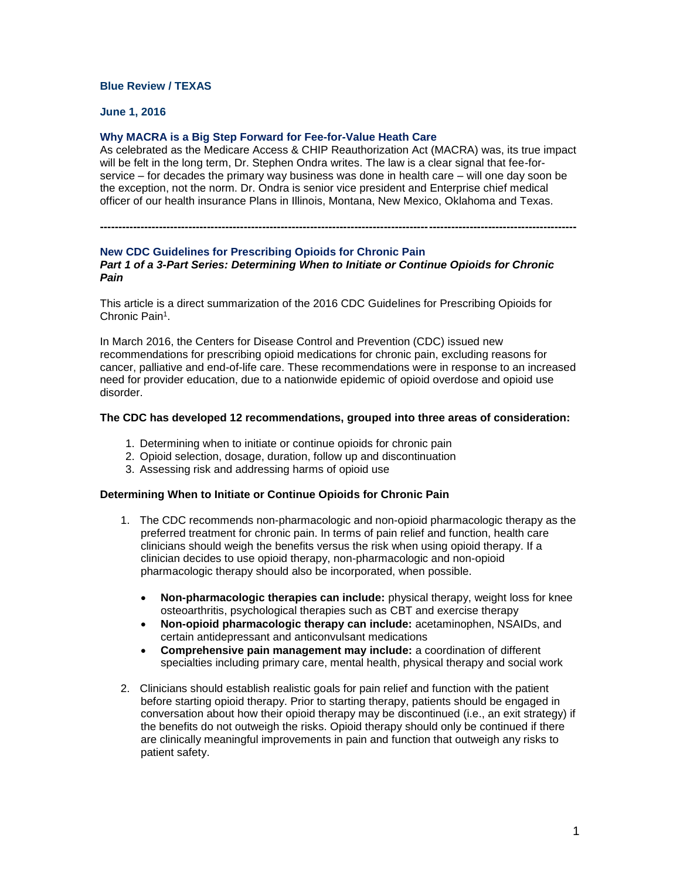**Blue Review / TEXAS**

**June 1, 2016**

### Why MACRA is a Big Step Forward for Fee-for-Value Heath Care

As celebrated as the Medicare Access & CHIP Reauthorization Act (MACRA) was, its true impact will be felt in the long term, Dr. Stephen Ondra writes. The law is a clear signal that fee-for-service – for decades the primary way business was done in health care – will one day soon be the exception, not the norm. Dr. Ondra is senior vice president and Enterprise chief medical officer of our health insurance Plans in Illinois, Montana, New Mexico, Oklahoma and Texas.

---

### New CDC Guidelines for Prescribing Opioids for Chronic Pain

***Part 1 of a 3-Part Series: Determining When to Initiate or Continue Opioids for Chronic Pain***

This article is a direct summarization of the 2016 CDC Guidelines for Prescribing Opioids for Chronic Pain[1].

In March 2016, the Centers for Disease Control and Prevention (CDC) issued new recommendations for prescribing opioid medications for chronic pain, excluding reasons for cancer, palliative and end-of-life care. These recommendations were in response to an increased need for provider education, due to a nationwide epidemic of opioid overdose and opioid use disorder.

**The CDC has developed 12 recommendations, grouped into three areas of consideration:**

1. Determining when to initiate or continue opioids for chronic pain
2. Opioid selection, dosage, duration, follow up and discontinuation
3. Assessing risk and addressing harms of opioid use

**Determining When to Initiate or Continue Opioids for Chronic Pain**

1. The CDC recommends non-pharmacologic and non-opioid pharmacologic therapy as the preferred treatment for chronic pain. In terms of pain relief and function, health care clinicians should weigh the benefits versus the risk when using opioid therapy. If a clinician decides to use opioid therapy, non-pharmacologic and non-opioid pharmacologic therapy should also be incorporated, when possible.

   - **Non-pharmacologic therapies can include:** physical therapy, weight loss for knee osteoarthritis, psychological therapies such as CBT and exercise therapy
   - **Non-opioid pharmacologic therapy can include:** acetaminophen, NSAIDs, and certain antidepressant and anticonvulsant medications
   - **Comprehensive pain management may include:** a coordination of different specialties including primary care, mental health, physical therapy and social work

2. Clinicians should establish realistic goals for pain relief and function with the patient before starting opioid therapy. Prior to starting therapy, patients should be engaged in conversation about how their opioid therapy may be discontinued (i.e., an exit strategy) if the benefits do not outweigh the risks. Opioid therapy should only be continued if there are clinically meaningful improvements in pain and function that outweigh any risks to patient safety.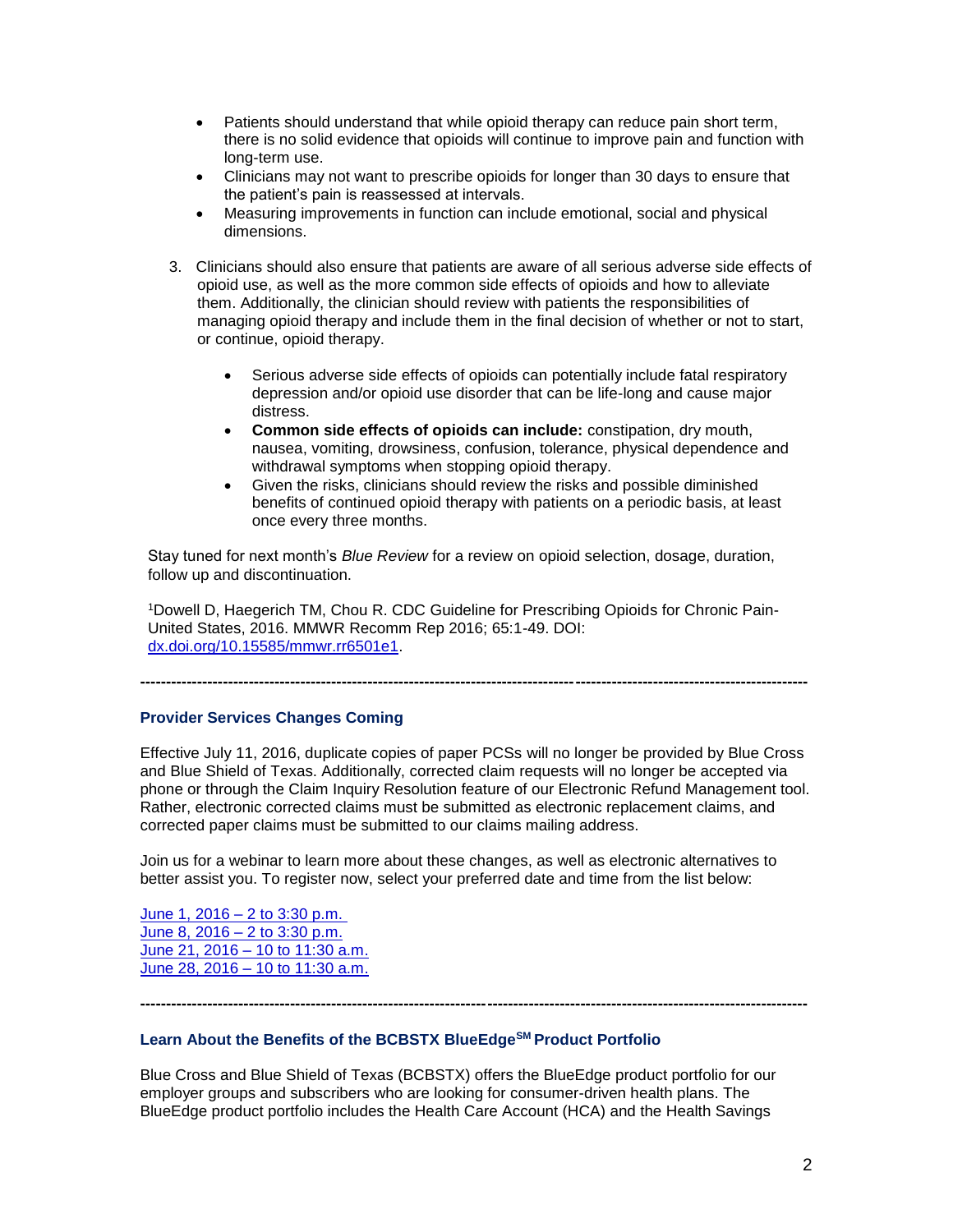- Patients should understand that while opioid therapy can reduce pain short term, there is no solid evidence that opioids will continue to improve pain and function with long-term use.
- Clinicians may not want to prescribe opioids for longer than 30 days to ensure that the patient's pain is reassessed at intervals.
- Measuring improvements in function can include emotional, social and physical dimensions.

3. Clinicians should also ensure that patients are aware of all serious adverse side effects of opioid use, as well as the more common side effects of opioids and how to alleviate them. Additionally, the clinician should review with patients the responsibilities of managing opioid therapy and include them in the final decision of whether or not to start, or continue, opioid therapy.

    - Serious adverse side effects of opioids can potentially include fatal respiratory depression and/or opioid use disorder that can be life-long and cause major distress.
    - **Common side effects of opioids can include:** constipation, dry mouth, nausea, vomiting, drowsiness, confusion, tolerance, physical dependence and withdrawal symptoms when stopping opioid therapy.
    - Given the risks, clinicians should review the risks and possible diminished benefits of continued opioid therapy with patients on a periodic basis, at least once every three months.

Stay tuned for next month's *Blue Review* for a review on opioid selection, dosage, duration, follow up and discontinuation.

[1]Dowell D, Haegerich TM, Chou R. CDC Guideline for Prescribing Opioids for Chronic Pain-United States, 2016. MMWR Recomm Rep 2016; 65:1-49. DOI: [dx.doi.org/10.15585/mmwr.rr6501e1](dx.doi.org/10.15585/mmwr.rr6501e1).

---

### Provider Services Changes Coming

Effective July 11, 2016, duplicate copies of paper PCSs will no longer be provided by Blue Cross and Blue Shield of Texas. Additionally, corrected claim requests will no longer be accepted via phone or through the Claim Inquiry Resolution feature of our Electronic Refund Management tool. Rather, electronic corrected claims must be submitted as electronic replacement claims, and corrected paper claims must be submitted to our claims mailing address.

Join us for a webinar to learn more about these changes, as well as electronic alternatives to better assist you. To register now, select your preferred date and time from the list below:

June 1, 2016 – 2 to 3:30 p.m.
June 8, 2016 – 2 to 3:30 p.m.
June 21, 2016 – 10 to 11:30 a.m.
June 28, 2016 – 10 to 11:30 a.m.

---

### Learn About the Benefits of the BCBSTX BlueEdge℠ Product Portfolio

Blue Cross and Blue Shield of Texas (BCBSTX) offers the BlueEdge product portfolio for our employer groups and subscribers who are looking for consumer-driven health plans. The BlueEdge product portfolio includes the Health Care Account (HCA) and the Health Savings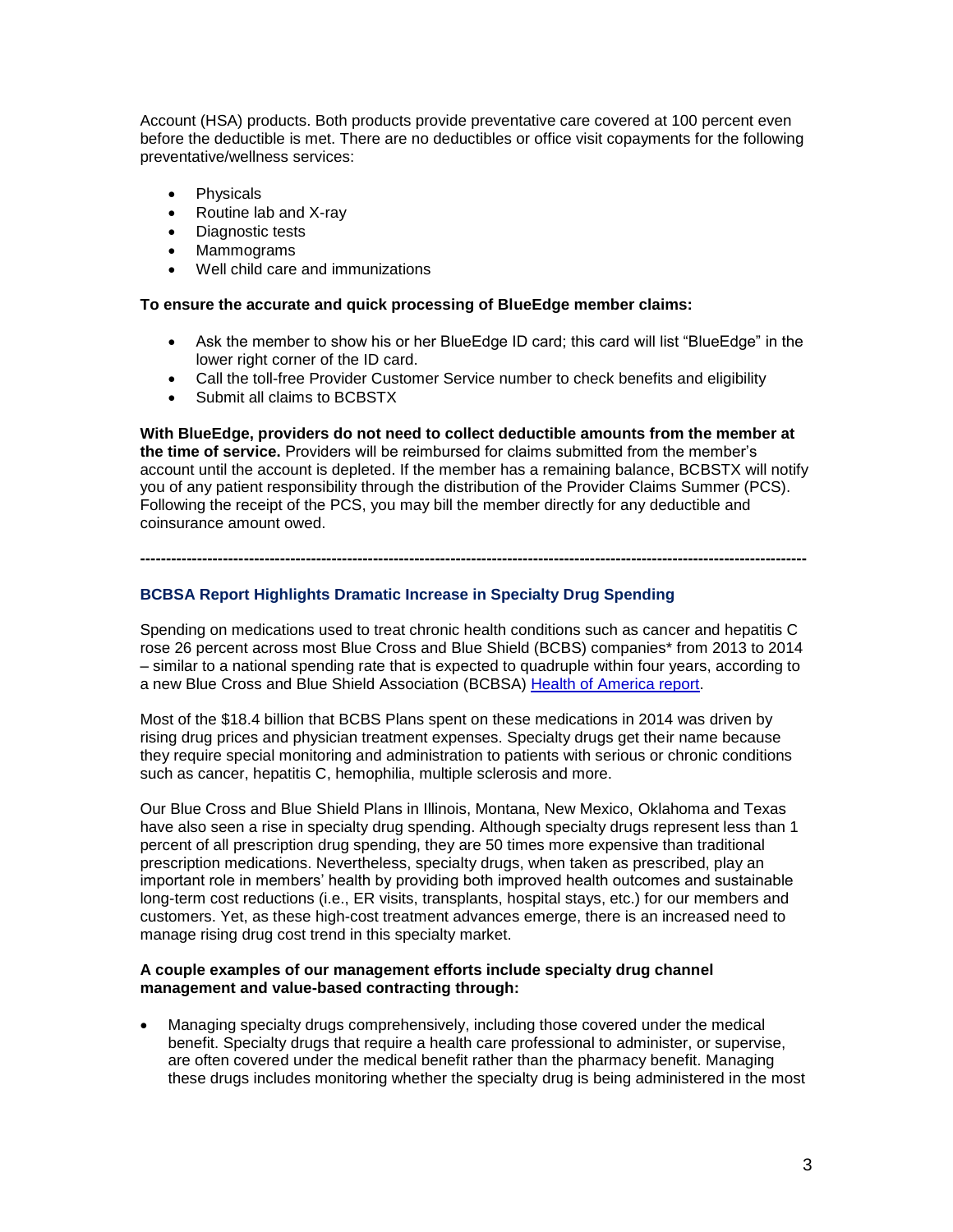Account (HSA) products. Both products provide preventative care covered at 100 percent even before the deductible is met. There are no deductibles or office visit copayments for the following preventative/wellness services:

- Physicals
- Routine lab and X-ray
- Diagnostic tests
- Mammograms
- Well child care and immunizations

**To ensure the accurate and quick processing of BlueEdge member claims:**

- Ask the member to show his or her BlueEdge ID card; this card will list "BlueEdge" in the lower right corner of the ID card.
- Call the toll-free Provider Customer Service number to check benefits and eligibility
- Submit all claims to BCBSTX

**With BlueEdge, providers do not need to collect deductible amounts from the member at the time of service.** Providers will be reimbursed for claims submitted from the member's account until the account is depleted. If the member has a remaining balance, BCBSTX will notify you of any patient responsibility through the distribution of the Provider Claims Summer (PCS). Following the receipt of the PCS, you may bill the member directly for any deductible and coinsurance amount owed.

---

## BCBSA Report Highlights Dramatic Increase in Specialty Drug Spending

Spending on medications used to treat chronic health conditions such as cancer and hepatitis C rose 26 percent across most Blue Cross and Blue Shield (BCBS) companies* from 2013 to 2014 – similar to a national spending rate that is expected to quadruple within four years, according to a new Blue Cross and Blue Shield Association (BCBSA) Health of America report.

Most of the $18.4 billion that BCBS Plans spent on these medications in 2014 was driven by rising drug prices and physician treatment expenses. Specialty drugs get their name because they require special monitoring and administration to patients with serious or chronic conditions such as cancer, hepatitis C, hemophilia, multiple sclerosis and more.

Our Blue Cross and Blue Shield Plans in Illinois, Montana, New Mexico, Oklahoma and Texas have also seen a rise in specialty drug spending. Although specialty drugs represent less than 1 percent of all prescription drug spending, they are 50 times more expensive than traditional prescription medications. Nevertheless, specialty drugs, when taken as prescribed, play an important role in members' health by providing both improved health outcomes and sustainable long-term cost reductions (i.e., ER visits, transplants, hospital stays, etc.) for our members and customers. Yet, as these high-cost treatment advances emerge, there is an increased need to manage rising drug cost trend in this specialty market.

**A couple examples of our management efforts include specialty drug channel management and value-based contracting through:**

- Managing specialty drugs comprehensively, including those covered under the medical benefit. Specialty drugs that require a health care professional to administer, or supervise, are often covered under the medical benefit rather than the pharmacy benefit. Managing these drugs includes monitoring whether the specialty drug is being administered in the most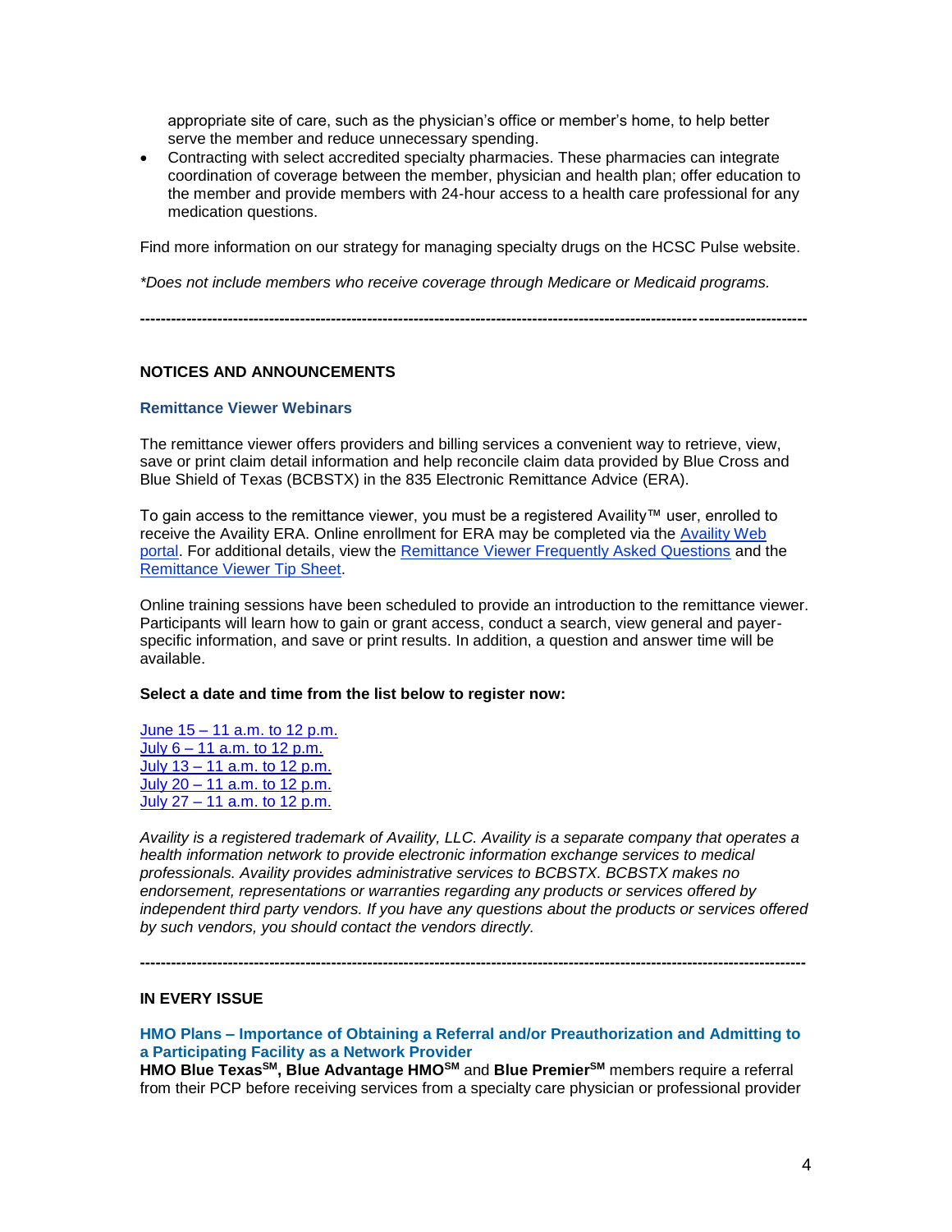appropriate site of care, such as the physician's office or member's home, to help better serve the member and reduce unnecessary spending.

- Contracting with select accredited specialty pharmacies. These pharmacies can integrate coordination of coverage between the member, physician and health plan; offer education to the member and provide members with 24-hour access to a health care professional for any medication questions.

Find more information on our strategy for managing specialty drugs on the HCSC Pulse website.

*\*Does not include members who receive coverage through Medicare or Medicaid programs.*

---

## NOTICES AND ANNOUNCEMENTS

### Remittance Viewer Webinars

The remittance viewer offers providers and billing services a convenient way to retrieve, view, save or print claim detail information and help reconcile claim data provided by Blue Cross and Blue Shield of Texas (BCBSTX) in the 835 Electronic Remittance Advice (ERA).

To gain access to the remittance viewer, you must be a registered Availity™ user, enrolled to receive the Availity ERA. Online enrollment for ERA may be completed via the Availity Web portal. For additional details, view the Remittance Viewer Frequently Asked Questions and the Remittance Viewer Tip Sheet.

Online training sessions have been scheduled to provide an introduction to the remittance viewer. Participants will learn how to gain or grant access, conduct a search, view general and payer-specific information, and save or print results. In addition, a question and answer time will be available.

**Select a date and time from the list below to register now:**

June 15 – 11 a.m. to 12 p.m.
July 6 – 11 a.m. to 12 p.m.
July 13 – 11 a.m. to 12 p.m.
July 20 – 11 a.m. to 12 p.m.
July 27 – 11 a.m. to 12 p.m.

*Availity is a registered trademark of Availity, LLC. Availity is a separate company that operates a health information network to provide electronic information exchange services to medical professionals. Availity provides administrative services to BCBSTX. BCBSTX makes no endorsement, representations or warranties regarding any products or services offered by independent third party vendors. If you have any questions about the products or services offered by such vendors, you should contact the vendors directly.*

---

## IN EVERY ISSUE

### HMO Plans – Importance of Obtaining a Referral and/or Preauthorization and Admitting to a Participating Facility as a Network Provider

**HMO Blue Texas℠, Blue Advantage HMO℠** and **Blue Premier℠** members require a referral from their PCP before receiving services from a specialty care physician or professional provider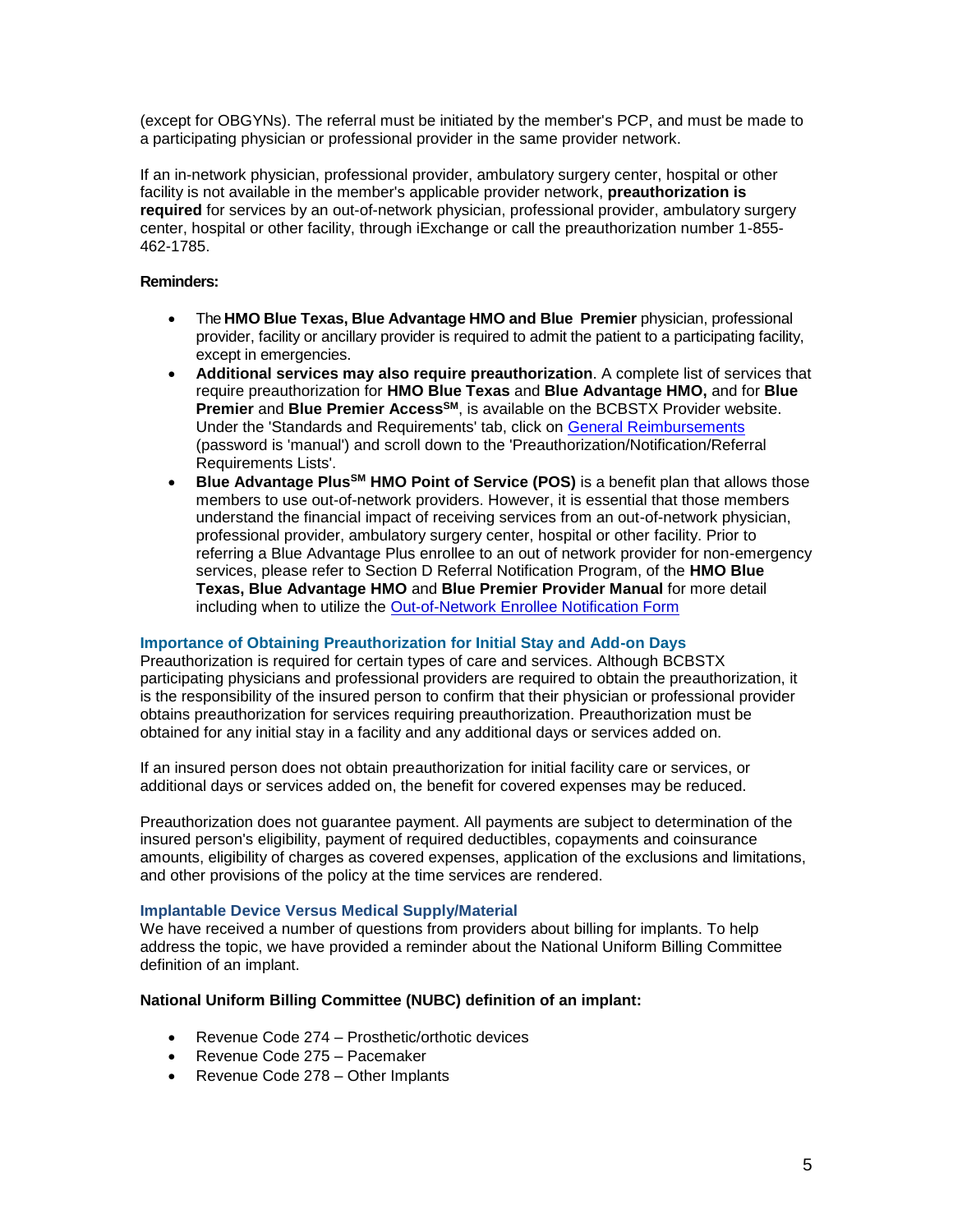(except for OBGYNs). The referral must be initiated by the member's PCP, and must be made to a participating physician or professional provider in the same provider network.

If an in-network physician, professional provider, ambulatory surgery center, hospital or other facility is not available in the member's applicable provider network, **preauthorization is required** for services by an out-of-network physician, professional provider, ambulatory surgery center, hospital or other facility, through iExchange or call the preauthorization number 1-855-462-1785.

**Reminders:**

- The **HMO Blue Texas, Blue Advantage HMO and Blue Premier** physician, professional provider, facility or ancillary provider is required to admit the patient to a participating facility, except in emergencies.
- **Additional services may also require preauthorization**. A complete list of services that require preauthorization for **HMO Blue Texas** and **Blue Advantage HMO,** and for **Blue Premier** and **Blue Premier Access℠**, is available on the BCBSTX Provider website. Under the 'Standards and Requirements' tab, click on General Reimbursements (password is 'manual') and scroll down to the 'Preauthorization/Notification/Referral Requirements Lists'.
- **Blue Advantage Plus℠ HMO Point of Service (POS)** is a benefit plan that allows those members to use out-of-network providers. However, it is essential that those members understand the financial impact of receiving services from an out-of-network physician, professional provider, ambulatory surgery center, hospital or other facility. Prior to referring a Blue Advantage Plus enrollee to an out of network provider for non-emergency services, please refer to Section D Referral Notification Program, of the **HMO Blue Texas, Blue Advantage HMO** and **Blue Premier Provider Manual** for more detail including when to utilize the Out-of-Network Enrollee Notification Form

### Importance of Obtaining Preauthorization for Initial Stay and Add-on Days

Preauthorization is required for certain types of care and services. Although BCBSTX participating physicians and professional providers are required to obtain the preauthorization, it is the responsibility of the insured person to confirm that their physician or professional provider obtains preauthorization for services requiring preauthorization. Preauthorization must be obtained for any initial stay in a facility and any additional days or services added on.

If an insured person does not obtain preauthorization for initial facility care or services, or additional days or services added on, the benefit for covered expenses may be reduced.

Preauthorization does not guarantee payment. All payments are subject to determination of the insured person's eligibility, payment of required deductibles, copayments and coinsurance amounts, eligibility of charges as covered expenses, application of the exclusions and limitations, and other provisions of the policy at the time services are rendered.

### Implantable Device Versus Medical Supply/Material

We have received a number of questions from providers about billing for implants. To help address the topic, we have provided a reminder about the National Uniform Billing Committee definition of an implant.

**National Uniform Billing Committee (NUBC) definition of an implant:**

- Revenue Code 274 – Prosthetic/orthotic devices
- Revenue Code 275 – Pacemaker
- Revenue Code 278 – Other Implants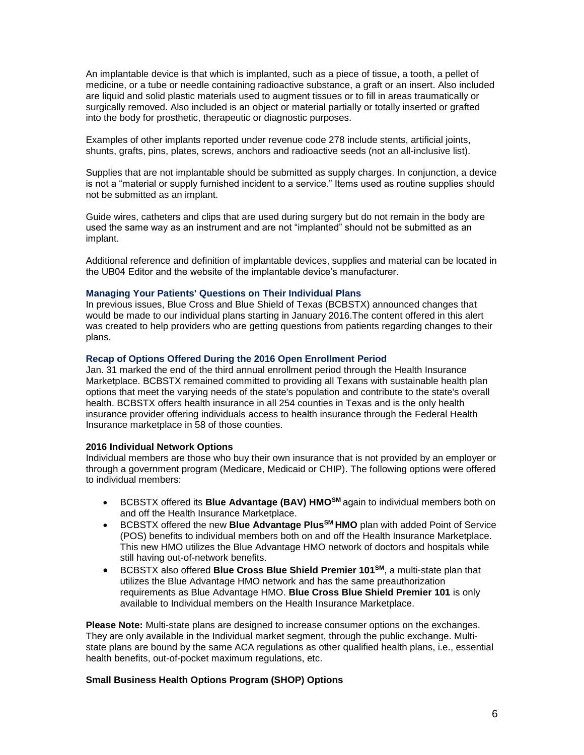An implantable device is that which is implanted, such as a piece of tissue, a tooth, a pellet of medicine, or a tube or needle containing radioactive substance, a graft or an insert. Also included are liquid and solid plastic materials used to augment tissues or to fill in areas traumatically or surgically removed. Also included is an object or material partially or totally inserted or grafted into the body for prosthetic, therapeutic or diagnostic purposes.

Examples of other implants reported under revenue code 278 include stents, artificial joints, shunts, grafts, pins, plates, screws, anchors and radioactive seeds (not an all-inclusive list).

Supplies that are not implantable should be submitted as supply charges. In conjunction, a device is not a "material or supply furnished incident to a service." Items used as routine supplies should not be submitted as an implant.

Guide wires, catheters and clips that are used during surgery but do not remain in the body are used the same way as an instrument and are not "implanted" should not be submitted as an implant.

Additional reference and definition of implantable devices, supplies and material can be located in the UB04 Editor and the website of the implantable device's manufacturer.

### Managing Your Patients' Questions on Their Individual Plans

In previous issues, Blue Cross and Blue Shield of Texas (BCBSTX) announced changes that would be made to our individual plans starting in January 2016.The content offered in this alert was created to help providers who are getting questions from patients regarding changes to their plans.

### Recap of Options Offered During the 2016 Open Enrollment Period

Jan. 31 marked the end of the third annual enrollment period through the Health Insurance Marketplace. BCBSTX remained committed to providing all Texans with sustainable health plan options that meet the varying needs of the state's population and contribute to the state's overall health. BCBSTX offers health insurance in all 254 counties in Texas and is the only health insurance provider offering individuals access to health insurance through the Federal Health Insurance marketplace in 58 of those counties.

**2016 Individual Network Options**

Individual members are those who buy their own insurance that is not provided by an employer or through a government program (Medicare, Medicaid or CHIP). The following options were offered to individual members:

- BCBSTX offered its **Blue Advantage (BAV) HMO**SM again to individual members both on and off the Health Insurance Marketplace.
- BCBSTX offered the new **Blue Advantage Plus**SM **HMO** plan with added Point of Service (POS) benefits to individual members both on and off the Health Insurance Marketplace. This new HMO utilizes the Blue Advantage HMO network of doctors and hospitals while still having out-of-network benefits.
- BCBSTX also offered **Blue Cross Blue Shield Premier 101**SM, a multi-state plan that utilizes the Blue Advantage HMO network and has the same preauthorization requirements as Blue Advantage HMO. **Blue Cross Blue Shield Premier 101** is only available to Individual members on the Health Insurance Marketplace.

**Please Note:** Multi-state plans are designed to increase consumer options on the exchanges. They are only available in the Individual market segment, through the public exchange. Multi-state plans are bound by the same ACA regulations as other qualified health plans, i.e., essential health benefits, out-of-pocket maximum regulations, etc.

**Small Business Health Options Program (SHOP) Options**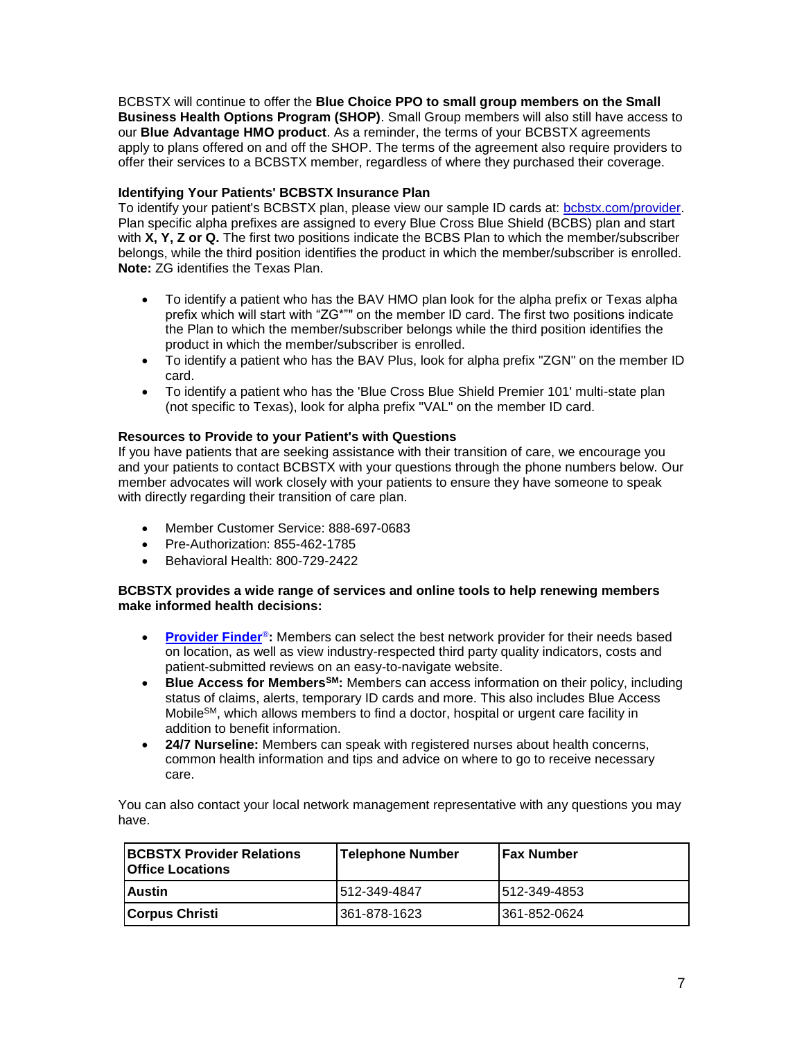BCBSTX will continue to offer the **Blue Choice PPO to small group members on the Small Business Health Options Program (SHOP)**. Small Group members will also still have access to our **Blue Advantage HMO product**. As a reminder, the terms of your BCBSTX agreements apply to plans offered on and off the SHOP. The terms of the agreement also require providers to offer their services to a BCBSTX member, regardless of where they purchased their coverage.

**Identifying Your Patients' BCBSTX Insurance Plan**

To identify your patient's BCBSTX plan, please view our sample ID cards at: [bcbstx.com/provider](bcbstx.com/provider). Plan specific alpha prefixes are assigned to every Blue Cross Blue Shield (BCBS) plan and start with **X, Y, Z or Q.** The first two positions indicate the BCBS Plan to which the member/subscriber belongs, while the third position identifies the product in which the member/subscriber is enrolled. **Note:** ZG identifies the Texas Plan.

- To identify a patient who has the BAV HMO plan look for the alpha prefix or Texas alpha prefix which will start with "ZG*"" on the member ID card. The first two positions indicate the Plan to which the member/subscriber belongs while the third position identifies the product in which the member/subscriber is enrolled.
- To identify a patient who has the BAV Plus, look for alpha prefix "ZGN" on the member ID card.
- To identify a patient who has the 'Blue Cross Blue Shield Premier 101' multi-state plan (not specific to Texas), look for alpha prefix "VAL" on the member ID card.

**Resources to Provide to your Patient's with Questions**

If you have patients that are seeking assistance with their transition of care, we encourage you and your patients to contact BCBSTX with your questions through the phone numbers below. Our member advocates will work closely with your patients to ensure they have someone to speak with directly regarding their transition of care plan.

- Member Customer Service: 888-697-0683
- Pre-Authorization: 855-462-1785
- Behavioral Health: 800-729-2422

**BCBSTX provides a wide range of services and online tools to help renewing members make informed health decisions:**

- **Provider Finder®:** Members can select the best network provider for their needs based on location, as well as view industry-respected third party quality indicators, costs and patient-submitted reviews on an easy-to-navigate website.
- **Blue Access for Members℠:** Members can access information on their policy, including status of claims, alerts, temporary ID cards and more. This also includes Blue Access Mobile℠, which allows members to find a doctor, hospital or urgent care facility in addition to benefit information.
- **24/7 Nurseline:** Members can speak with registered nurses about health concerns, common health information and tips and advice on where to go to receive necessary care.

You can also contact your local network management representative with any questions you may have.

| BCBSTX Provider Relations Office Locations | Telephone Number | Fax Number |
|---|---|---|
| **Austin** | 512-349-4847 | 512-349-4853 |
| **Corpus Christi** | 361-878-1623 | 361-852-0624 |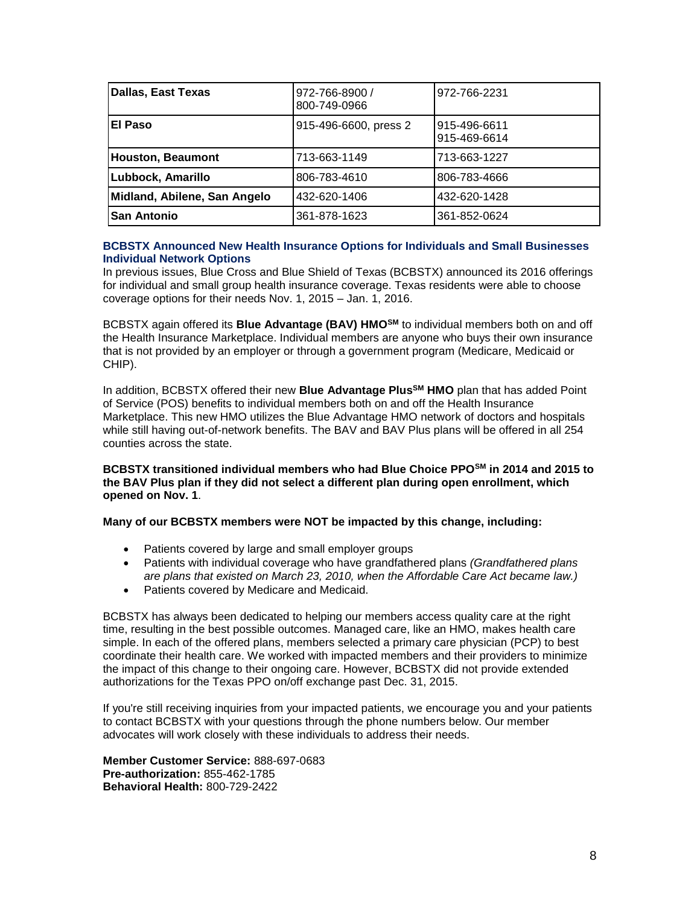| **Dallas, East Texas** | 972-766-8900 / 800-749-0966 | 972-766-2231 |
|---|---|---|
| **El Paso** | 915-496-6600, press 2 | 915-496-6611 915-469-6614 |
| **Houston, Beaumont** | 713-663-1149 | 713-663-1227 |
| **Lubbock, Amarillo** | 806-783-4610 | 806-783-4666 |
| **Midland, Abilene, San Angelo** | 432-620-1406 | 432-620-1428 |
| **San Antonio** | 361-878-1623 | 361-852-0624 |

### BCBSTX Announced New Health Insurance Options for Individuals and Small Businesses Individual Network Options

In previous issues, Blue Cross and Blue Shield of Texas (BCBSTX) announced its 2016 offerings for individual and small group health insurance coverage. Texas residents were able to choose coverage options for their needs Nov. 1, 2015 – Jan. 1, 2016.

BCBSTX again offered its **Blue Advantage (BAV) HMO℠** to individual members both on and off the Health Insurance Marketplace. Individual members are anyone who buys their own insurance that is not provided by an employer or through a government program (Medicare, Medicaid or CHIP).

In addition, BCBSTX offered their new **Blue Advantage Plus℠ HMO** plan that has added Point of Service (POS) benefits to individual members both on and off the Health Insurance Marketplace. This new HMO utilizes the Blue Advantage HMO network of doctors and hospitals while still having out-of-network benefits. The BAV and BAV Plus plans will be offered in all 254 counties across the state.

**BCBSTX transitioned individual members who had Blue Choice PPO℠ in 2014 and 2015 to the BAV Plus plan if they did not select a different plan during open enrollment, which opened on Nov. 1**.

**Many of our BCBSTX members were NOT be impacted by this change, including:**

- Patients covered by large and small employer groups
- Patients with individual coverage who have grandfathered plans *(Grandfathered plans are plans that existed on March 23, 2010, when the Affordable Care Act became law.)*
- Patients covered by Medicare and Medicaid.

BCBSTX has always been dedicated to helping our members access quality care at the right time, resulting in the best possible outcomes. Managed care, like an HMO, makes health care simple. In each of the offered plans, members selected a primary care physician (PCP) to best coordinate their health care. We worked with impacted members and their providers to minimize the impact of this change to their ongoing care. However, BCBSTX did not provide extended authorizations for the Texas PPO on/off exchange past Dec. 31, 2015.

If you're still receiving inquiries from your impacted patients, we encourage you and your patients to contact BCBSTX with your questions through the phone numbers below. Our member advocates will work closely with these individuals to address their needs.

**Member Customer Service:** 888-697-0683
**Pre-authorization:** 855-462-1785
**Behavioral Health:** 800-729-2422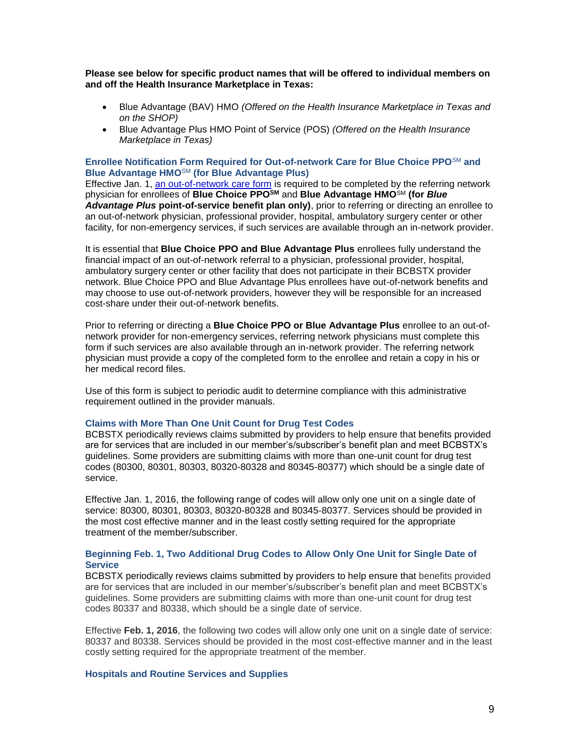**Please see below for specific product names that will be offered to individual members on and off the Health Insurance Marketplace in Texas:**

- Blue Advantage (BAV) HMO *(Offered on the Health Insurance Marketplace in Texas and on the SHOP)*
- Blue Advantage Plus HMO Point of Service (POS) *(Offered on the Health Insurance Marketplace in Texas)*

### Enrollee Notification Form Required for Out-of-network Care for Blue Choice PPO℠ and Blue Advantage HMO℠ (for Blue Advantage Plus)

Effective Jan. 1, an out-of-network care form is required to be completed by the referring network physician for enrollees of **Blue Choice PPO℠** and **Blue Advantage HMO**℠ **(for *Blue Advantage Plus* point-of-service benefit plan only)**, prior to referring or directing an enrollee to an out-of-network physician, professional provider, hospital, ambulatory surgery center or other facility, for non-emergency services, if such services are available through an in-network provider.

It is essential that **Blue Choice PPO and Blue Advantage Plus** enrollees fully understand the financial impact of an out-of-network referral to a physician, professional provider, hospital, ambulatory surgery center or other facility that does not participate in their BCBSTX provider network. Blue Choice PPO and Blue Advantage Plus enrollees have out-of-network benefits and may choose to use out-of-network providers, however they will be responsible for an increased cost-share under their out-of-network benefits.

Prior to referring or directing a **Blue Choice PPO or Blue Advantage Plus** enrollee to an out-of-network provider for non-emergency services, referring network physicians must complete this form if such services are also available through an in-network provider. The referring network physician must provide a copy of the completed form to the enrollee and retain a copy in his or her medical record files.

Use of this form is subject to periodic audit to determine compliance with this administrative requirement outlined in the provider manuals.

### Claims with More Than One Unit Count for Drug Test Codes

BCBSTX periodically reviews claims submitted by providers to help ensure that benefits provided are for services that are included in our member's/subscriber's benefit plan and meet BCBSTX's guidelines. Some providers are submitting claims with more than one-unit count for drug test codes (80300, 80301, 80303, 80320-80328 and 80345-80377) which should be a single date of service.

Effective Jan. 1, 2016, the following range of codes will allow only one unit on a single date of service: 80300, 80301, 80303, 80320-80328 and 80345-80377. Services should be provided in the most cost effective manner and in the least costly setting required for the appropriate treatment of the member/subscriber.

### Beginning Feb. 1, Two Additional Drug Codes to Allow Only One Unit for Single Date of Service

BCBSTX periodically reviews claims submitted by providers to help ensure that benefits provided are for services that are included in our member's/subscriber's benefit plan and meet BCBSTX's guidelines. Some providers are submitting claims with more than one-unit count for drug test codes 80337 and 80338, which should be a single date of service.

Effective **Feb. 1, 2016**, the following two codes will allow only one unit on a single date of service: 80337 and 80338. Services should be provided in the most cost-effective manner and in the least costly setting required for the appropriate treatment of the member.

### Hospitals and Routine Services and Supplies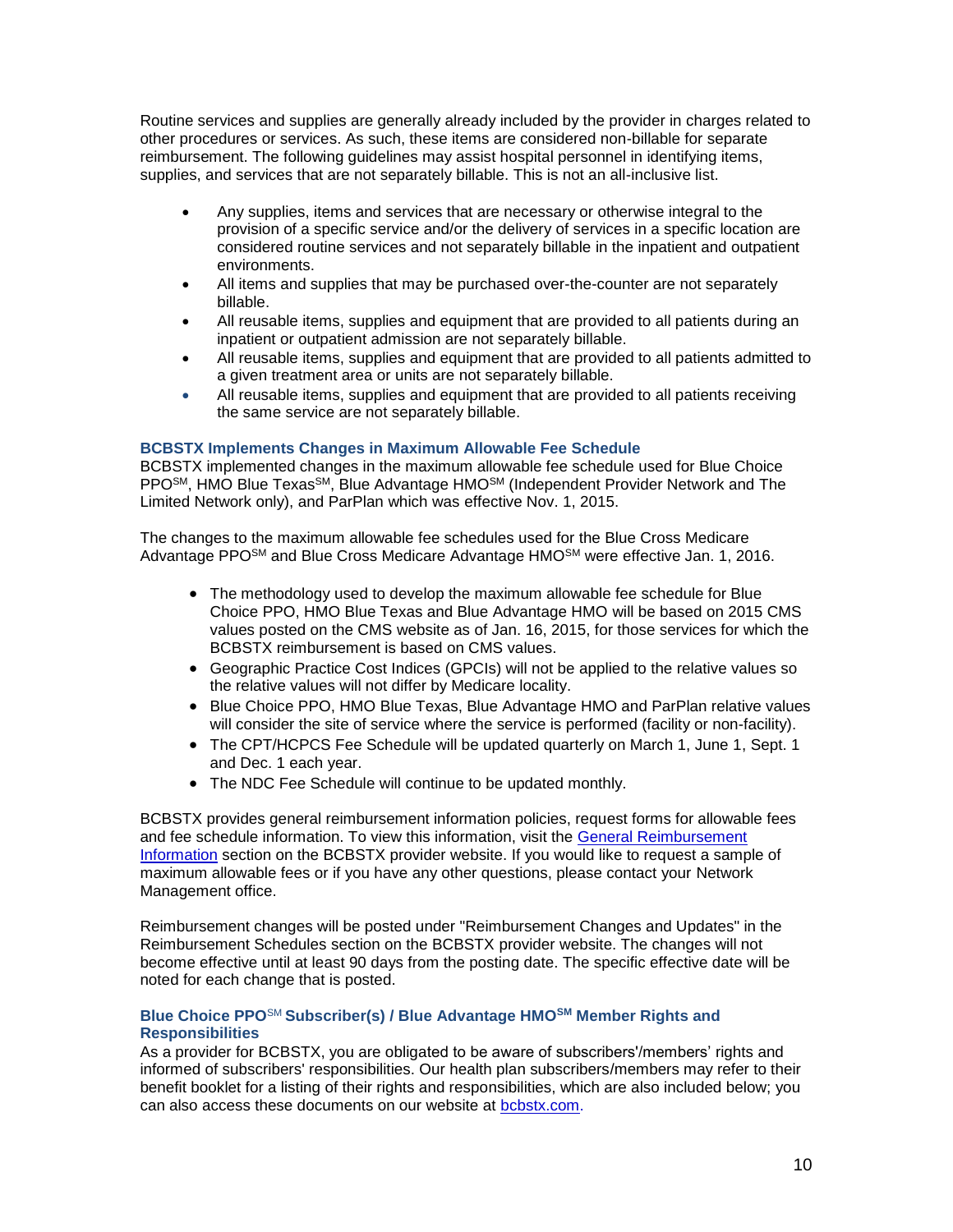Routine services and supplies are generally already included by the provider in charges related to other procedures or services. As such, these items are considered non-billable for separate reimbursement. The following guidelines may assist hospital personnel in identifying items, supplies, and services that are not separately billable. This is not an all-inclusive list.

- Any supplies, items and services that are necessary or otherwise integral to the provision of a specific service and/or the delivery of services in a specific location are considered routine services and not separately billable in the inpatient and outpatient environments.
- All items and supplies that may be purchased over-the-counter are not separately billable.
- All reusable items, supplies and equipment that are provided to all patients during an inpatient or outpatient admission are not separately billable.
- All reusable items, supplies and equipment that are provided to all patients admitted to a given treatment area or units are not separately billable.
- All reusable items, supplies and equipment that are provided to all patients receiving the same service are not separately billable.

### BCBSTX Implements Changes in Maximum Allowable Fee Schedule

BCBSTX implemented changes in the maximum allowable fee schedule used for Blue Choice PPO℠, HMO Blue Texas℠, Blue Advantage HMO℠ (Independent Provider Network and The Limited Network only), and ParPlan which was effective Nov. 1, 2015.

The changes to the maximum allowable fee schedules used for the Blue Cross Medicare Advantage PPO℠ and Blue Cross Medicare Advantage HMO℠ were effective Jan. 1, 2016.

- The methodology used to develop the maximum allowable fee schedule for Blue Choice PPO, HMO Blue Texas and Blue Advantage HMO will be based on 2015 CMS values posted on the CMS website as of Jan. 16, 2015, for those services for which the BCBSTX reimbursement is based on CMS values.
- Geographic Practice Cost Indices (GPCIs) will not be applied to the relative values so the relative values will not differ by Medicare locality.
- Blue Choice PPO, HMO Blue Texas, Blue Advantage HMO and ParPlan relative values will consider the site of service where the service is performed (facility or non-facility).
- The CPT/HCPCS Fee Schedule will be updated quarterly on March 1, June 1, Sept. 1 and Dec. 1 each year.
- The NDC Fee Schedule will continue to be updated monthly.

BCBSTX provides general reimbursement information policies, request forms for allowable fees and fee schedule information. To view this information, visit the General Reimbursement Information section on the BCBSTX provider website. If you would like to request a sample of maximum allowable fees or if you have any other questions, please contact your Network Management office.

Reimbursement changes will be posted under "Reimbursement Changes and Updates" in the Reimbursement Schedules section on the BCBSTX provider website. The changes will not become effective until at least 90 days from the posting date. The specific effective date will be noted for each change that is posted.

### Blue Choice PPO℠ Subscriber(s) / Blue Advantage HMO℠ Member Rights and Responsibilities

As a provider for BCBSTX, you are obligated to be aware of subscribers'/members' rights and informed of subscribers' responsibilities. Our health plan subscribers/members may refer to their benefit booklet for a listing of their rights and responsibilities, which are also included below; you can also access these documents on our website at bcbstx.com.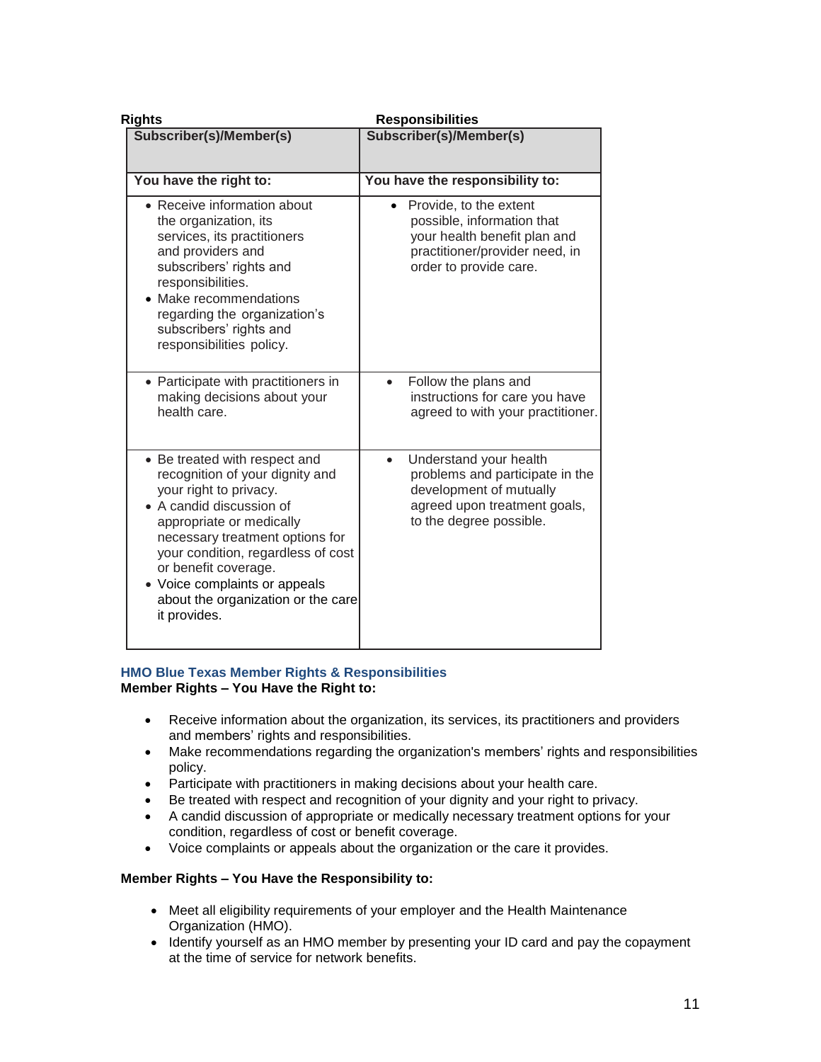| **Rights**<br>**Subscriber(s)/Member(s)** | **Responsibilities**<br>**Subscriber(s)/Member(s)** |
|---|---|
| **You have the right to:** | **You have the responsibility to:** |
| • Receive information about the organization, its services, its practitioners and providers and subscribers' rights and responsibilities.<br>• Make recommendations regarding the organization's subscribers' rights and responsibilities policy. | • Provide, to the extent possible, information that your health benefit plan and practitioner/provider need, in order to provide care. |
| • Participate with practitioners in making decisions about your health care. | • Follow the plans and instructions for care you have agreed to with your practitioner. |
| • Be treated with respect and recognition of your dignity and your right to privacy.<br>• A candid discussion of appropriate or medically necessary treatment options for your condition, regardless of cost or benefit coverage.<br>• Voice complaints or appeals about the organization or the care it provides. | • Understand your health problems and participate in the development of mutually agreed upon treatment goals, to the degree possible. |

### HMO Blue Texas Member Rights & Responsibilities

**Member Rights – You Have the Right to:**

- Receive information about the organization, its services, its practitioners and providers and members' rights and responsibilities.
- Make recommendations regarding the organization's members' rights and responsibilities policy.
- Participate with practitioners in making decisions about your health care.
- Be treated with respect and recognition of your dignity and your right to privacy.
- A candid discussion of appropriate or medically necessary treatment options for your condition, regardless of cost or benefit coverage.
- Voice complaints or appeals about the organization or the care it provides.

**Member Rights – You Have the Responsibility to:**

- Meet all eligibility requirements of your employer and the Health Maintenance Organization (HMO).
- Identify yourself as an HMO member by presenting your ID card and pay the copayment at the time of service for network benefits.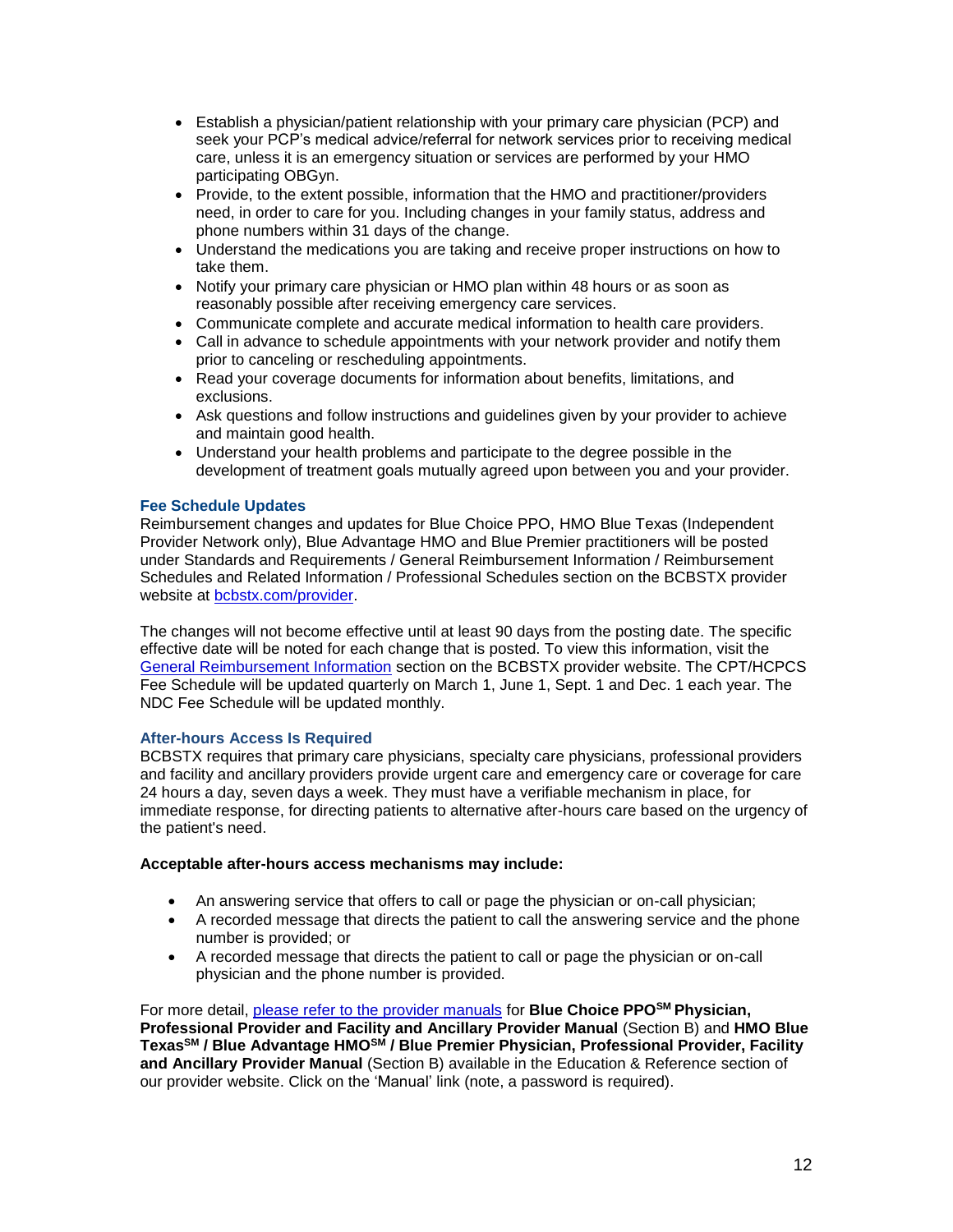- Establish a physician/patient relationship with your primary care physician (PCP) and seek your PCP's medical advice/referral for network services prior to receiving medical care, unless it is an emergency situation or services are performed by your HMO participating OBGyn.
- Provide, to the extent possible, information that the HMO and practitioner/providers need, in order to care for you. Including changes in your family status, address and phone numbers within 31 days of the change.
- Understand the medications you are taking and receive proper instructions on how to take them.
- Notify your primary care physician or HMO plan within 48 hours or as soon as reasonably possible after receiving emergency care services.
- Communicate complete and accurate medical information to health care providers.
- Call in advance to schedule appointments with your network provider and notify them prior to canceling or rescheduling appointments.
- Read your coverage documents for information about benefits, limitations, and exclusions.
- Ask questions and follow instructions and guidelines given by your provider to achieve and maintain good health.
- Understand your health problems and participate to the degree possible in the development of treatment goals mutually agreed upon between you and your provider.

### Fee Schedule Updates

Reimbursement changes and updates for Blue Choice PPO, HMO Blue Texas (Independent Provider Network only), Blue Advantage HMO and Blue Premier practitioners will be posted under Standards and Requirements / General Reimbursement Information / Reimbursement Schedules and Related Information / Professional Schedules section on the BCBSTX provider website at [bcbstx.com/provider](bcbstx.com/provider).

The changes will not become effective until at least 90 days from the posting date. The specific effective date will be noted for each change that is posted. To view this information, visit the General Reimbursement Information section on the BCBSTX provider website. The CPT/HCPCS Fee Schedule will be updated quarterly on March 1, June 1, Sept. 1 and Dec. 1 each year. The NDC Fee Schedule will be updated monthly.

### After-hours Access Is Required

BCBSTX requires that primary care physicians, specialty care physicians, professional providers and facility and ancillary providers provide urgent care and emergency care or coverage for care 24 hours a day, seven days a week. They must have a verifiable mechanism in place, for immediate response, for directing patients to alternative after-hours care based on the urgency of the patient's need.

**Acceptable after-hours access mechanisms may include:**

- An answering service that offers to call or page the physician or on-call physician;
- A recorded message that directs the patient to call the answering service and the phone number is provided; or
- A recorded message that directs the patient to call or page the physician or on-call physician and the phone number is provided.

For more detail, please refer to the provider manuals for **Blue Choice PPO[SM] Physician, Professional Provider and Facility and Ancillary Provider Manual** (Section B) and **HMO Blue Texas[SM] / Blue Advantage HMO[SM] / Blue Premier Physician, Professional Provider, Facility and Ancillary Provider Manual** (Section B) available in the Education & Reference section of our provider website. Click on the 'Manual' link (note, a password is required).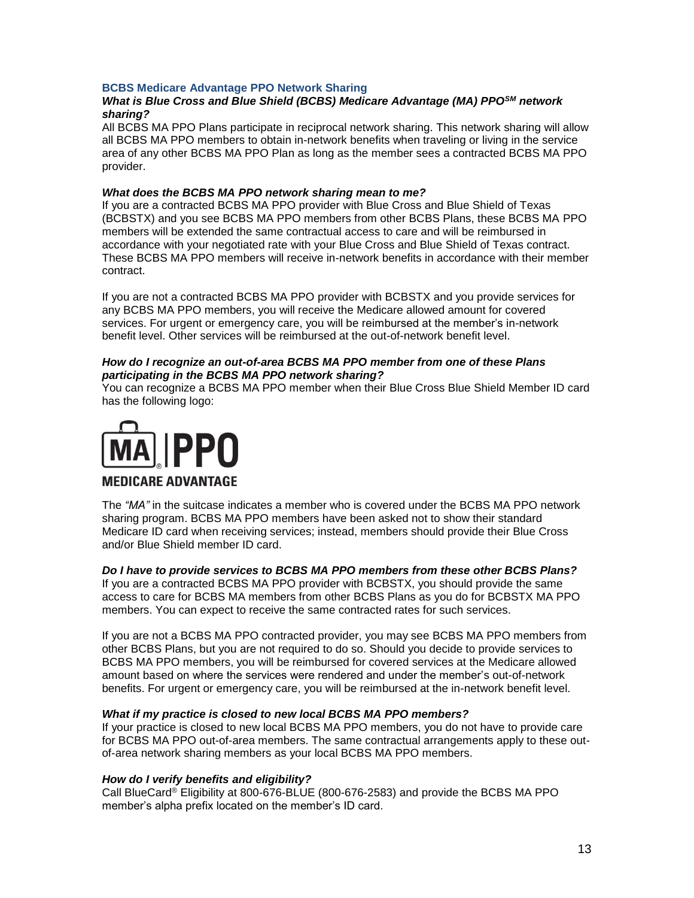## BCBS Medicare Advantage PPO Network Sharing

***What is Blue Cross and Blue Shield (BCBS) Medicare Advantage (MA) PPO[SM] network sharing?***

All BCBS MA PPO Plans participate in reciprocal network sharing. This network sharing will allow all BCBS MA PPO members to obtain in-network benefits when traveling or living in the service area of any other BCBS MA PPO Plan as long as the member sees a contracted BCBS MA PPO provider.

***What does the BCBS MA PPO network sharing mean to me?***

If you are a contracted BCBS MA PPO provider with Blue Cross and Blue Shield of Texas (BCBSTX) and you see BCBS MA PPO members from other BCBS Plans, these BCBS MA PPO members will be extended the same contractual access to care and will be reimbursed in accordance with your negotiated rate with your Blue Cross and Blue Shield of Texas contract. These BCBS MA PPO members will receive in-network benefits in accordance with their member contract.

If you are not a contracted BCBS MA PPO provider with BCBSTX and you provide services for any BCBS MA PPO members, you will receive the Medicare allowed amount for covered services. For urgent or emergency care, you will be reimbursed at the member's in-network benefit level. Other services will be reimbursed at the out-of-network benefit level.

***How do I recognize an out-of-area BCBS MA PPO member from one of these Plans participating in the BCBS MA PPO network sharing?***

You can recognize a BCBS MA PPO member when their Blue Cross Blue Shield Member ID card has the following logo:

MA® | PPO
MEDICARE ADVANTAGE

The *"MA"* in the suitcase indicates a member who is covered under the BCBS MA PPO network sharing program. BCBS MA PPO members have been asked not to show their standard Medicare ID card when receiving services; instead, members should provide their Blue Cross and/or Blue Shield member ID card.

***Do I have to provide services to BCBS MA PPO members from these other BCBS Plans?***

If you are a contracted BCBS MA PPO provider with BCBSTX, you should provide the same access to care for BCBS MA members from other BCBS Plans as you do for BCBSTX MA PPO members. You can expect to receive the same contracted rates for such services.

If you are not a BCBS MA PPO contracted provider, you may see BCBS MA PPO members from other BCBS Plans, but you are not required to do so. Should you decide to provide services to BCBS MA PPO members, you will be reimbursed for covered services at the Medicare allowed amount based on where the services were rendered and under the member's out-of-network benefits. For urgent or emergency care, you will be reimbursed at the in-network benefit level.

***What if my practice is closed to new local BCBS MA PPO members?***

If your practice is closed to new local BCBS MA PPO members, you do not have to provide care for BCBS MA PPO out-of-area members. The same contractual arrangements apply to these out-of-area network sharing members as your local BCBS MA PPO members.

***How do I verify benefits and eligibility?***

Call BlueCard® Eligibility at 800-676-BLUE (800-676-2583) and provide the BCBS MA PPO member's alpha prefix located on the member's ID card.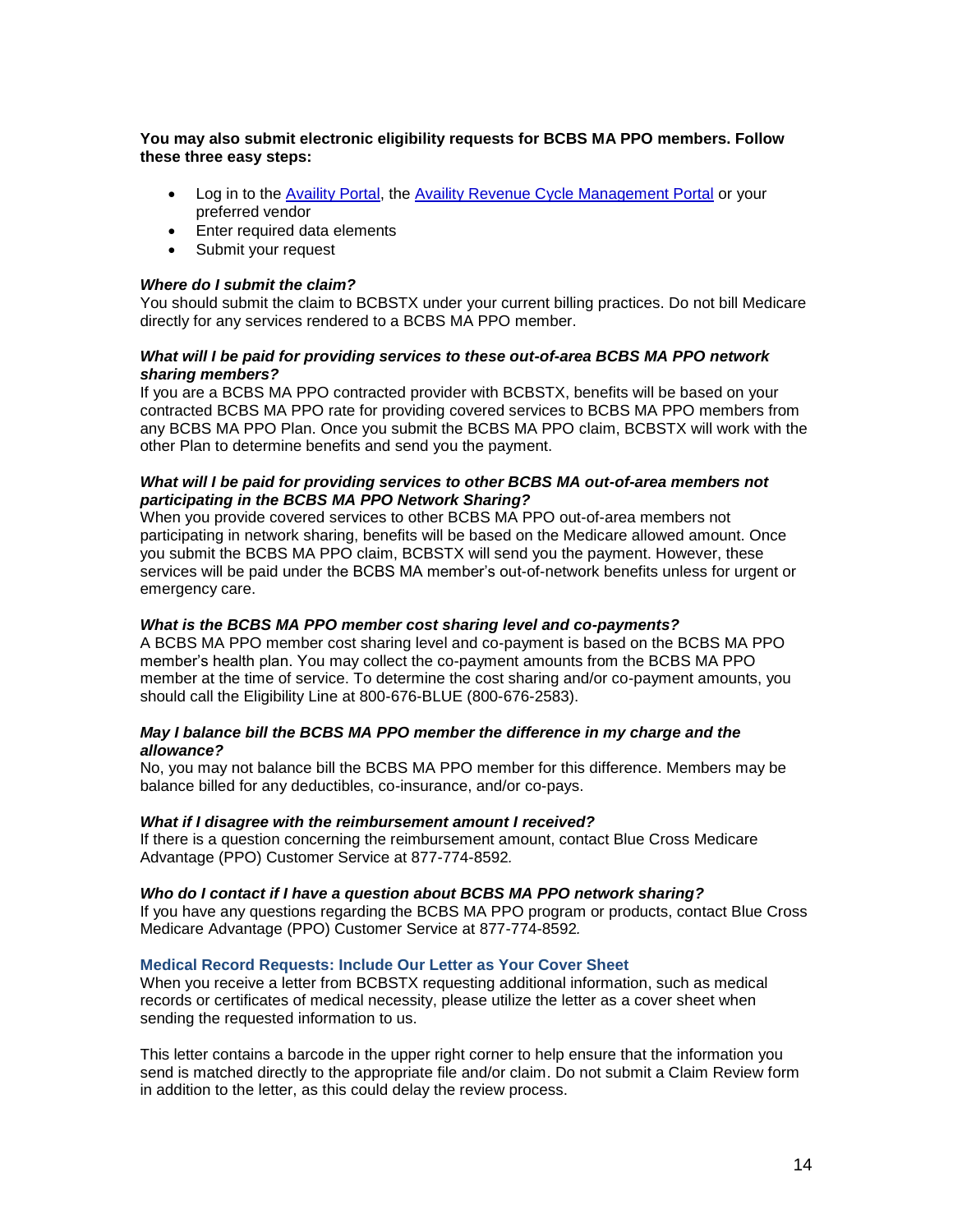**You may also submit electronic eligibility requests for BCBS MA PPO members. Follow these three easy steps:**

- Log in to the Availity Portal, the Availity Revenue Cycle Management Portal or your preferred vendor
- Enter required data elements
- Submit your request

***Where do I submit the claim?***
You should submit the claim to BCBSTX under your current billing practices. Do not bill Medicare directly for any services rendered to a BCBS MA PPO member.

***What will I be paid for providing services to these out-of-area BCBS MA PPO network sharing members?***
If you are a BCBS MA PPO contracted provider with BCBSTX, benefits will be based on your contracted BCBS MA PPO rate for providing covered services to BCBS MA PPO members from any BCBS MA PPO Plan. Once you submit the BCBS MA PPO claim, BCBSTX will work with the other Plan to determine benefits and send you the payment.

***What will I be paid for providing services to other BCBS MA out-of-area members not participating in the BCBS MA PPO Network Sharing?***
When you provide covered services to other BCBS MA PPO out-of-area members not participating in network sharing, benefits will be based on the Medicare allowed amount. Once you submit the BCBS MA PPO claim, BCBSTX will send you the payment. However, these services will be paid under the BCBS MA member's out-of-network benefits unless for urgent or emergency care.

***What is the BCBS MA PPO member cost sharing level and co-payments?***
A BCBS MA PPO member cost sharing level and co-payment is based on the BCBS MA PPO member's health plan. You may collect the co-payment amounts from the BCBS MA PPO member at the time of service. To determine the cost sharing and/or co-payment amounts, you should call the Eligibility Line at 800-676-BLUE (800-676-2583).

***May I balance bill the BCBS MA PPO member the difference in my charge and the allowance?***
No, you may not balance bill the BCBS MA PPO member for this difference. Members may be balance billed for any deductibles, co-insurance, and/or co-pays.

***What if I disagree with the reimbursement amount I received?***
If there is a question concerning the reimbursement amount, contact Blue Cross Medicare Advantage (PPO) Customer Service at 877-774-8592.

***Who do I contact if I have a question about BCBS MA PPO network sharing?***
If you have any questions regarding the BCBS MA PPO program or products, contact Blue Cross Medicare Advantage (PPO) Customer Service at 877-774-8592.

### Medical Record Requests: Include Our Letter as Your Cover Sheet

When you receive a letter from BCBSTX requesting additional information, such as medical records or certificates of medical necessity, please utilize the letter as a cover sheet when sending the requested information to us.

This letter contains a barcode in the upper right corner to help ensure that the information you send is matched directly to the appropriate file and/or claim. Do not submit a Claim Review form in addition to the letter, as this could delay the review process.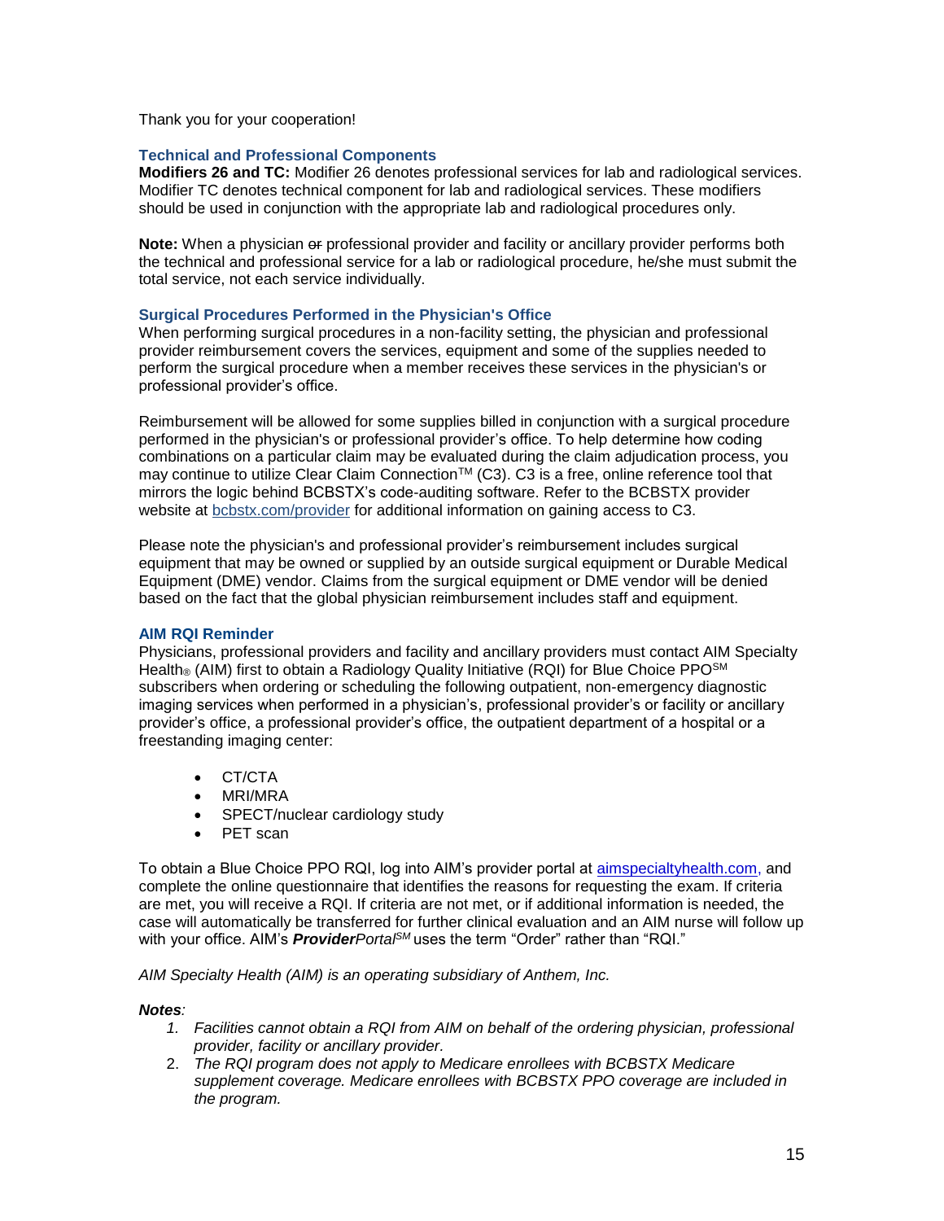Thank you for your cooperation!

### Technical and Professional Components

**Modifiers 26 and TC:** Modifier 26 denotes professional services for lab and radiological services. Modifier TC denotes technical component for lab and radiological services. These modifiers should be used in conjunction with the appropriate lab and radiological procedures only.

**Note:** When a physician ~~or~~ professional provider and facility or ancillary provider performs both the technical and professional service for a lab or radiological procedure, he/she must submit the total service, not each service individually.

### Surgical Procedures Performed in the Physician's Office

When performing surgical procedures in a non-facility setting, the physician and professional provider reimbursement covers the services, equipment and some of the supplies needed to perform the surgical procedure when a member receives these services in the physician's or professional provider's office.

Reimbursement will be allowed for some supplies billed in conjunction with a surgical procedure performed in the physician's or professional provider's office. To help determine how coding combinations on a particular claim may be evaluated during the claim adjudication process, you may continue to utilize Clear Claim Connection™ (C3). C3 is a free, online reference tool that mirrors the logic behind BCBSTX's code-auditing software. Refer to the BCBSTX provider website at [bcbstx.com/provider](bcbstx.com/provider) for additional information on gaining access to C3.

Please note the physician's and professional provider's reimbursement includes surgical equipment that may be owned or supplied by an outside surgical equipment or Durable Medical Equipment (DME) vendor. Claims from the surgical equipment or DME vendor will be denied based on the fact that the global physician reimbursement includes staff and equipment.

### AIM RQI Reminder

Physicians, professional providers and facility and ancillary providers must contact AIM Specialty Health® (AIM) first to obtain a Radiology Quality Initiative (RQI) for Blue Choice PPO℠ subscribers when ordering or scheduling the following outpatient, non-emergency diagnostic imaging services when performed in a physician's, professional provider's or facility or ancillary provider's office, a professional provider's office, the outpatient department of a hospital or a freestanding imaging center:

- CT/CTA
- MRI/MRA
- SPECT/nuclear cardiology study
- PET scan

To obtain a Blue Choice PPO RQI, log into AIM's provider portal at [aimspecialtyhealth.com](aimspecialtyhealth.com), and complete the online questionnaire that identifies the reasons for requesting the exam. If criteria are met, you will receive a RQI. If criteria are not met, or if additional information is needed, the case will automatically be transferred for further clinical evaluation and an AIM nurse will follow up with your office. AIM's ***Provider****Portal*℠ uses the term "Order" rather than "RQI."

*AIM Specialty Health (AIM) is an operating subsidiary of Anthem, Inc.*

***Notes****:*

1. *Facilities cannot obtain a RQI from AIM on behalf of the ordering physician, professional provider, facility or ancillary provider.*
2. *The RQI program does not apply to Medicare enrollees with BCBSTX Medicare supplement coverage. Medicare enrollees with BCBSTX PPO coverage are included in the program.*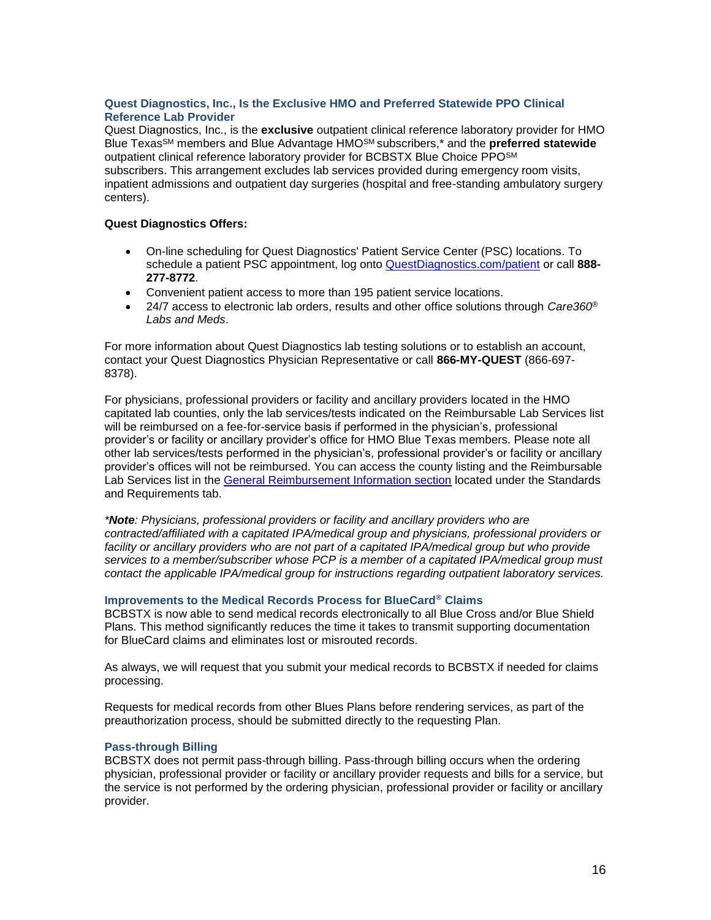### Quest Diagnostics, Inc., Is the Exclusive HMO and Preferred Statewide PPO Clinical Reference Lab Provider

Quest Diagnostics, Inc., is the **exclusive** outpatient clinical reference laboratory provider for HMO Blue Texas$^{SM}$ members and Blue Advantage HMO$^{SM}$ subscribers,* and the **preferred statewide** outpatient clinical reference laboratory provider for BCBSTX Blue Choice PPO$^{SM}$ subscribers. This arrangement excludes lab services provided during emergency room visits, inpatient admissions and outpatient day surgeries (hospital and free-standing ambulatory surgery centers).

**Quest Diagnostics Offers:**

- On-line scheduling for Quest Diagnostics' Patient Service Center (PSC) locations. To schedule a patient PSC appointment, log onto [QuestDiagnostics.com/patient]() or call **888-277-8772**.
- Convenient patient access to more than 195 patient service locations.
- 24/7 access to electronic lab orders, results and other office solutions through *Care360® Labs and Meds*.

For more information about Quest Diagnostics lab testing solutions or to establish an account, contact your Quest Diagnostics Physician Representative or call **866-MY-QUEST** (866-697-8378).

For physicians, professional providers or facility and ancillary providers located in the HMO capitated lab counties, only the lab services/tests indicated on the Reimbursable Lab Services list will be reimbursed on a fee-for-service basis if performed in the physician's, professional provider's or facility or ancillary provider's office for HMO Blue Texas members. Please note all other lab services/tests performed in the physician's, professional provider's or facility or ancillary provider's offices will not be reimbursed. You can access the county listing and the Reimbursable Lab Services list in the [General Reimbursement Information section]() located under the Standards and Requirements tab.

****Note**: Physicians, professional providers or facility and ancillary providers who are contracted/affiliated with a capitated IPA/medical group and physicians, professional providers or facility or ancillary providers who are not part of a capitated IPA/medical group but who provide services to a member/subscriber whose PCP is a member of a capitated IPA/medical group must contact the applicable IPA/medical group for instructions regarding outpatient laboratory services.*

### Improvements to the Medical Records Process for BlueCard® Claims

BCBSTX is now able to send medical records electronically to all Blue Cross and/or Blue Shield Plans. This method significantly reduces the time it takes to transmit supporting documentation for BlueCard claims and eliminates lost or misrouted records.

As always, we will request that you submit your medical records to BCBSTX if needed for claims processing.

Requests for medical records from other Blues Plans before rendering services, as part of the preauthorization process, should be submitted directly to the requesting Plan.

### Pass-through Billing

BCBSTX does not permit pass-through billing. Pass-through billing occurs when the ordering physician, professional provider or facility or ancillary provider requests and bills for a service, but the service is not performed by the ordering physician, professional provider or facility or ancillary provider.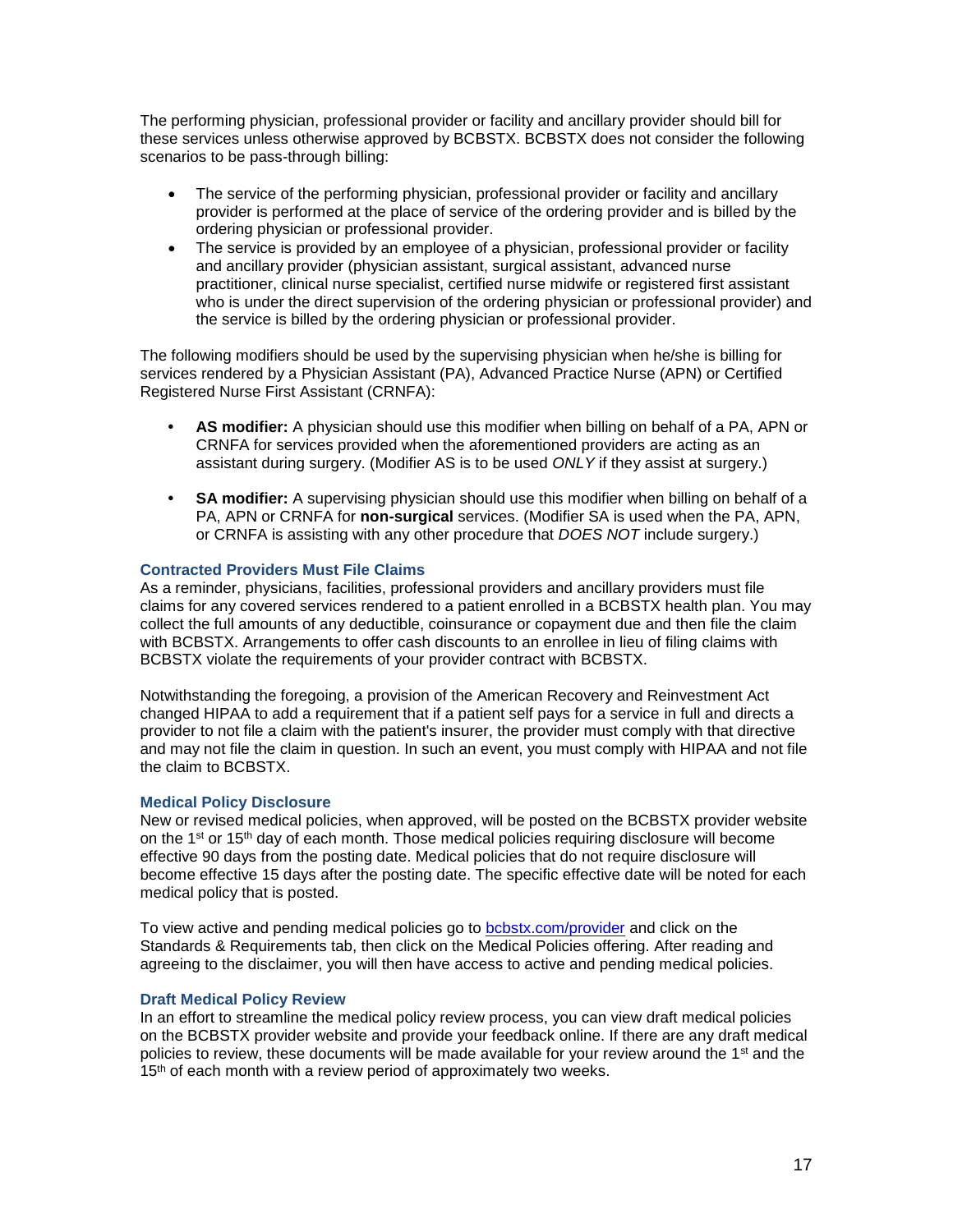The performing physician, professional provider or facility and ancillary provider should bill for these services unless otherwise approved by BCBSTX. BCBSTX does not consider the following scenarios to be pass-through billing:

- The service of the performing physician, professional provider or facility and ancillary provider is performed at the place of service of the ordering provider and is billed by the ordering physician or professional provider.
- The service is provided by an employee of a physician, professional provider or facility and ancillary provider (physician assistant, surgical assistant, advanced nurse practitioner, clinical nurse specialist, certified nurse midwife or registered first assistant who is under the direct supervision of the ordering physician or professional provider) and the service is billed by the ordering physician or professional provider.

The following modifiers should be used by the supervising physician when he/she is billing for services rendered by a Physician Assistant (PA), Advanced Practice Nurse (APN) or Certified Registered Nurse First Assistant (CRNFA):

- **AS modifier:** A physician should use this modifier when billing on behalf of a PA, APN or CRNFA for services provided when the aforementioned providers are acting as an assistant during surgery. (Modifier AS is to be used *ONLY* if they assist at surgery.)
- **SA modifier:** A supervising physician should use this modifier when billing on behalf of a PA, APN or CRNFA for **non-surgical** services. (Modifier SA is used when the PA, APN, or CRNFA is assisting with any other procedure that *DOES NOT* include surgery.)

### Contracted Providers Must File Claims

As a reminder, physicians, facilities, professional providers and ancillary providers must file claims for any covered services rendered to a patient enrolled in a BCBSTX health plan. You may collect the full amounts of any deductible, coinsurance or copayment due and then file the claim with BCBSTX. Arrangements to offer cash discounts to an enrollee in lieu of filing claims with BCBSTX violate the requirements of your provider contract with BCBSTX.

Notwithstanding the foregoing, a provision of the American Recovery and Reinvestment Act changed HIPAA to add a requirement that if a patient self pays for a service in full and directs a provider to not file a claim with the patient's insurer, the provider must comply with that directive and may not file the claim in question. In such an event, you must comply with HIPAA and not file the claim to BCBSTX.

### Medical Policy Disclosure

New or revised medical policies, when approved, will be posted on the BCBSTX provider website on the 1st or 15th day of each month. Those medical policies requiring disclosure will become effective 90 days from the posting date. Medical policies that do not require disclosure will become effective 15 days after the posting date. The specific effective date will be noted for each medical policy that is posted.

To view active and pending medical policies go to [bcbstx.com/provider](bcbstx.com/provider) and click on the Standards & Requirements tab, then click on the Medical Policies offering. After reading and agreeing to the disclaimer, you will then have access to active and pending medical policies.

### Draft Medical Policy Review

In an effort to streamline the medical policy review process, you can view draft medical policies on the BCBSTX provider website and provide your feedback online. If there are any draft medical policies to review, these documents will be made available for your review around the 1st and the 15th of each month with a review period of approximately two weeks.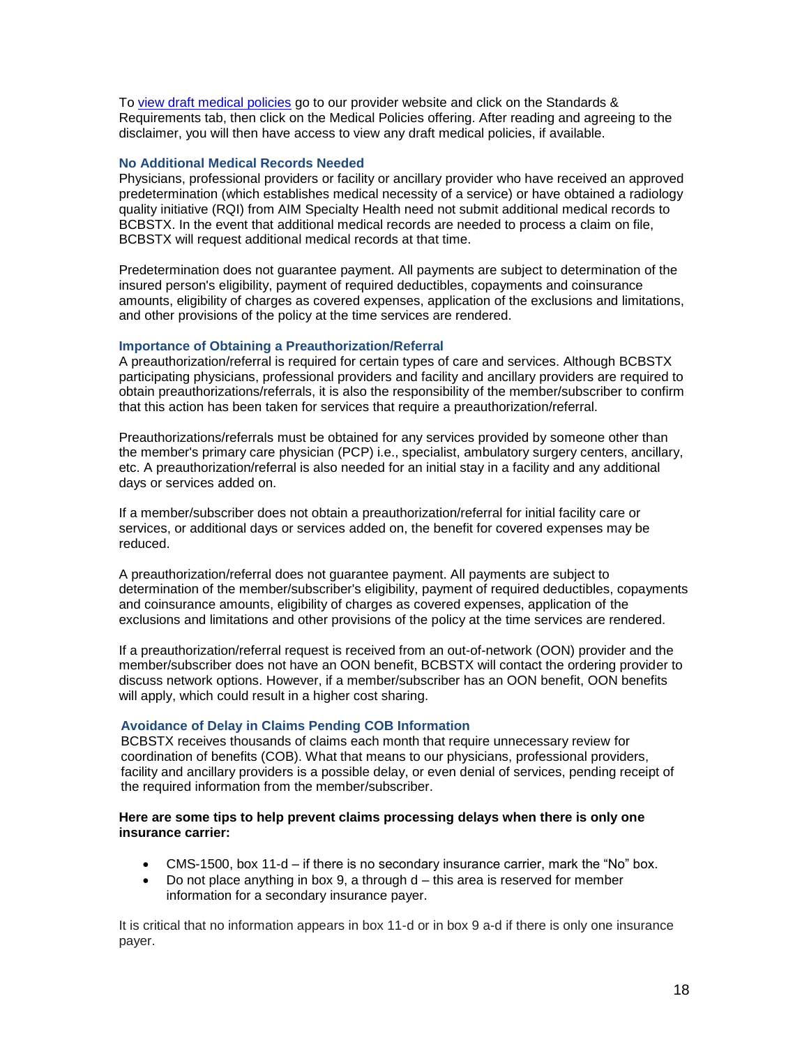To [view draft medical policies](#) go to our provider website and click on the Standards & Requirements tab, then click on the Medical Policies offering. After reading and agreeing to the disclaimer, you will then have access to view any draft medical policies, if available.

### No Additional Medical Records Needed

Physicians, professional providers or facility or ancillary provider who have received an approved predetermination (which establishes medical necessity of a service) or have obtained a radiology quality initiative (RQI) from AIM Specialty Health need not submit additional medical records to BCBSTX. In the event that additional medical records are needed to process a claim on file, BCBSTX will request additional medical records at that time.

Predetermination does not guarantee payment. All payments are subject to determination of the insured person's eligibility, payment of required deductibles, copayments and coinsurance amounts, eligibility of charges as covered expenses, application of the exclusions and limitations, and other provisions of the policy at the time services are rendered.

### Importance of Obtaining a Preauthorization/Referral

A preauthorization/referral is required for certain types of care and services. Although BCBSTX participating physicians, professional providers and facility and ancillary providers are required to obtain preauthorizations/referrals, it is also the responsibility of the member/subscriber to confirm that this action has been taken for services that require a preauthorization/referral.

Preauthorizations/referrals must be obtained for any services provided by someone other than the member's primary care physician (PCP) i.e., specialist, ambulatory surgery centers, ancillary, etc. A preauthorization/referral is also needed for an initial stay in a facility and any additional days or services added on.

If a member/subscriber does not obtain a preauthorization/referral for initial facility care or services, or additional days or services added on, the benefit for covered expenses may be reduced.

A preauthorization/referral does not guarantee payment. All payments are subject to determination of the member/subscriber's eligibility, payment of required deductibles, copayments and coinsurance amounts, eligibility of charges as covered expenses, application of the exclusions and limitations and other provisions of the policy at the time services are rendered.

If a preauthorization/referral request is received from an out-of-network (OON) provider and the member/subscriber does not have an OON benefit, BCBSTX will contact the ordering provider to discuss network options. However, if a member/subscriber has an OON benefit, OON benefits will apply, which could result in a higher cost sharing.

### Avoidance of Delay in Claims Pending COB Information

BCBSTX receives thousands of claims each month that require unnecessary review for coordination of benefits (COB). What that means to our physicians, professional providers, facility and ancillary providers is a possible delay, or even denial of services, pending receipt of the required information from the member/subscriber.

**Here are some tips to help prevent claims processing delays when there is only one insurance carrier:**

- CMS-1500, box 11-d – if there is no secondary insurance carrier, mark the "No" box.
- Do not place anything in box 9, a through d – this area is reserved for member information for a secondary insurance payer.

It is critical that no information appears in box 11-d or in box 9 a-d if there is only one insurance payer.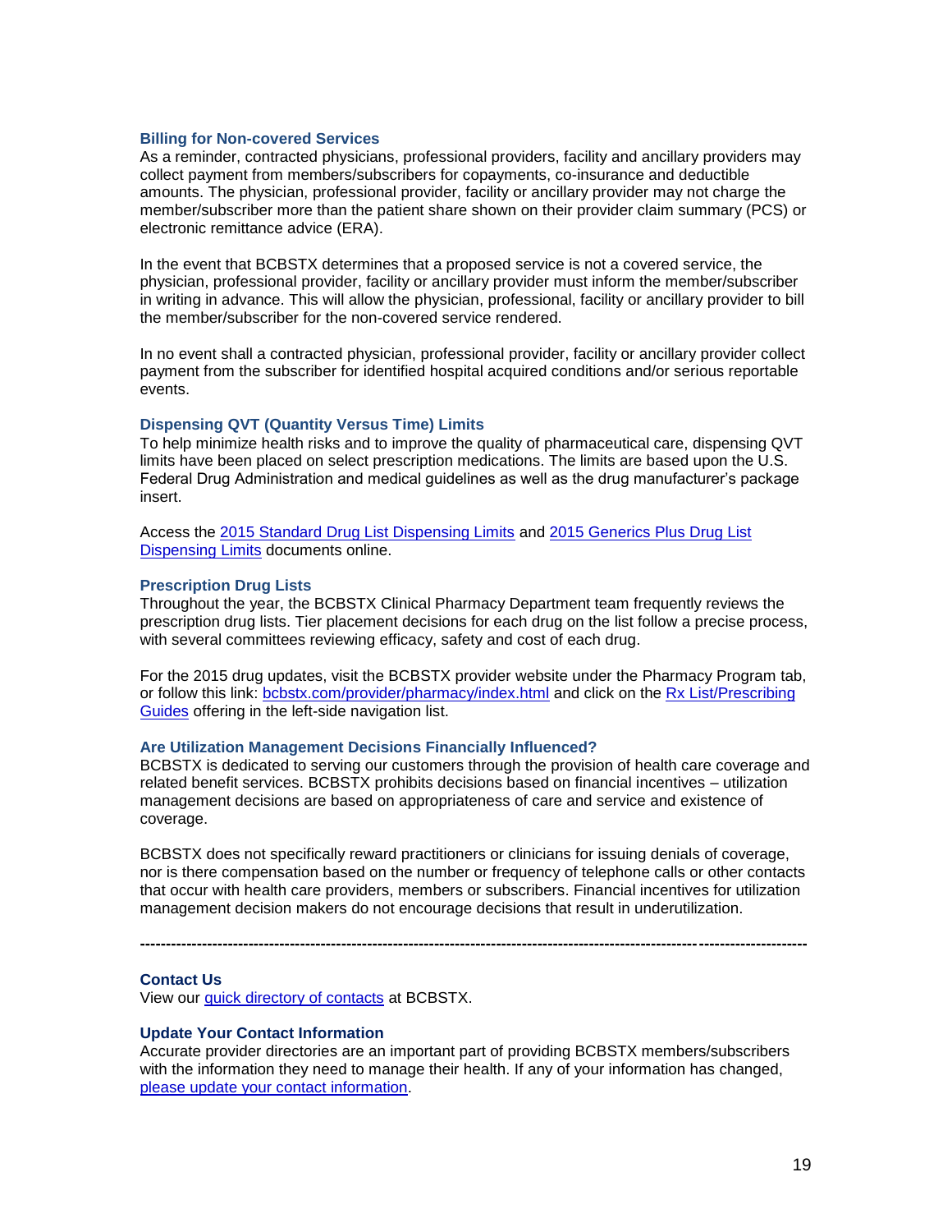### Billing for Non-covered Services

As a reminder, contracted physicians, professional providers, facility and ancillary providers may collect payment from members/subscribers for copayments, co-insurance and deductible amounts. The physician, professional provider, facility or ancillary provider may not charge the member/subscriber more than the patient share shown on their provider claim summary (PCS) or electronic remittance advice (ERA).

In the event that BCBSTX determines that a proposed service is not a covered service, the physician, professional provider, facility or ancillary provider must inform the member/subscriber in writing in advance. This will allow the physician, professional, facility or ancillary provider to bill the member/subscriber for the non-covered service rendered.

In no event shall a contracted physician, professional provider, facility or ancillary provider collect payment from the subscriber for identified hospital acquired conditions and/or serious reportable events.

### Dispensing QVT (Quantity Versus Time) Limits

To help minimize health risks and to improve the quality of pharmaceutical care, dispensing QVT limits have been placed on select prescription medications. The limits are based upon the U.S. Federal Drug Administration and medical guidelines as well as the drug manufacturer's package insert.

Access the 2015 Standard Drug List Dispensing Limits and 2015 Generics Plus Drug List Dispensing Limits documents online.

### Prescription Drug Lists

Throughout the year, the BCBSTX Clinical Pharmacy Department team frequently reviews the prescription drug lists. Tier placement decisions for each drug on the list follow a precise process, with several committees reviewing efficacy, safety and cost of each drug.

For the 2015 drug updates, visit the BCBSTX provider website under the Pharmacy Program tab, or follow this link: bcbstx.com/provider/pharmacy/index.html and click on the Rx List/Prescribing Guides offering in the left-side navigation list.

### Are Utilization Management Decisions Financially Influenced?

BCBSTX is dedicated to serving our customers through the provision of health care coverage and related benefit services. BCBSTX prohibits decisions based on financial incentives – utilization management decisions are based on appropriateness of care and service and existence of coverage.

BCBSTX does not specifically reward practitioners or clinicians for issuing denials of coverage, nor is there compensation based on the number or frequency of telephone calls or other contacts that occur with health care providers, members or subscribers. Financial incentives for utilization management decision makers do not encourage decisions that result in underutilization.

---

### Contact Us

View our quick directory of contacts at BCBSTX.

### Update Your Contact Information

Accurate provider directories are an important part of providing BCBSTX members/subscribers with the information they need to manage their health. If any of your information has changed, please update your contact information.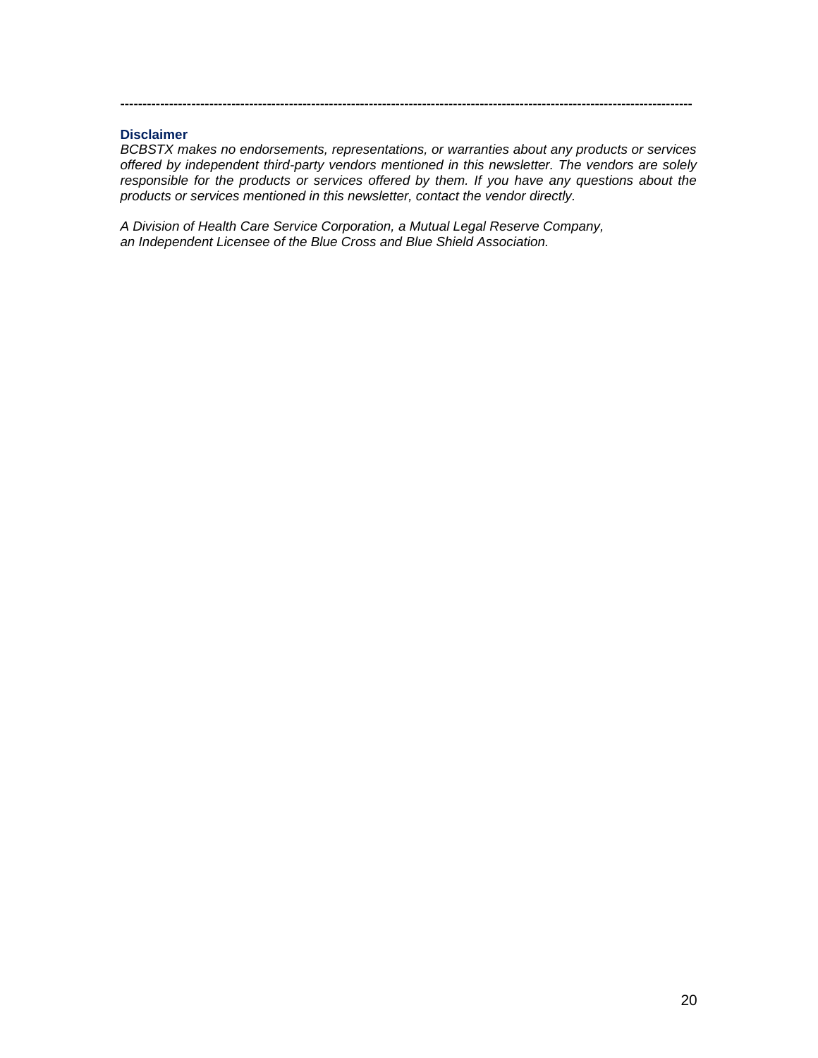---

## Disclaimer

*BCBSTX makes no endorsements, representations, or warranties about any products or services offered by independent third-party vendors mentioned in this newsletter. The vendors are solely responsible for the products or services offered by them. If you have any questions about the products or services mentioned in this newsletter, contact the vendor directly.*

*A Division of Health Care Service Corporation, a Mutual Legal Reserve Company, an Independent Licensee of the Blue Cross and Blue Shield Association.*